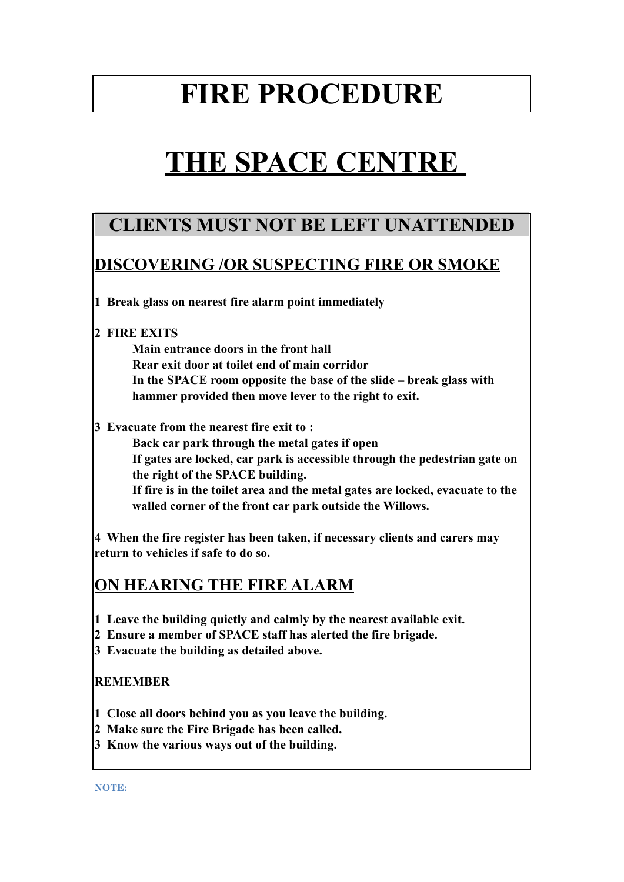# FIRE PROCEDURE

# THE SPACE CENTRE

## CLIENTS MUST NOT BE LEFT UNATTENDED

## DISCOVERING /OR SUSPECTING FIRE OR SMOKE

**1 Break glass on nearest fire alarm point immediately**

**2 FIRE EXITS**

**Main entrance doors in the front hall**
**Rear exit door at toilet end of main corridor**
**In the SPACE room opposite the base of the slide – break glass with hammer provided then move lever to the right to exit.**

**3 Evacuate from the nearest fire exit to :**

**Back car park through the metal gates if open**
**If gates are locked, car park is accessible through the pedestrian gate on the right of the SPACE building.**
**If fire is in the toilet area and the metal gates are locked, evacuate to the walled corner of the front car park outside the Willows.**

**4 When the fire register has been taken, if necessary clients and carers may return to vehicles if safe to do so.**

## ON HEARING THE FIRE ALARM

**1 Leave the building quietly and calmly by the nearest available exit.**
**2 Ensure a member of SPACE staff has alerted the fire brigade.**
**3 Evacuate the building as detailed above.**

**REMEMBER**

**1 Close all doors behind you as you leave the building.**
**2 Make sure the Fire Brigade has been called.**
**3 Know the various ways out of the building.**

**NOTE:**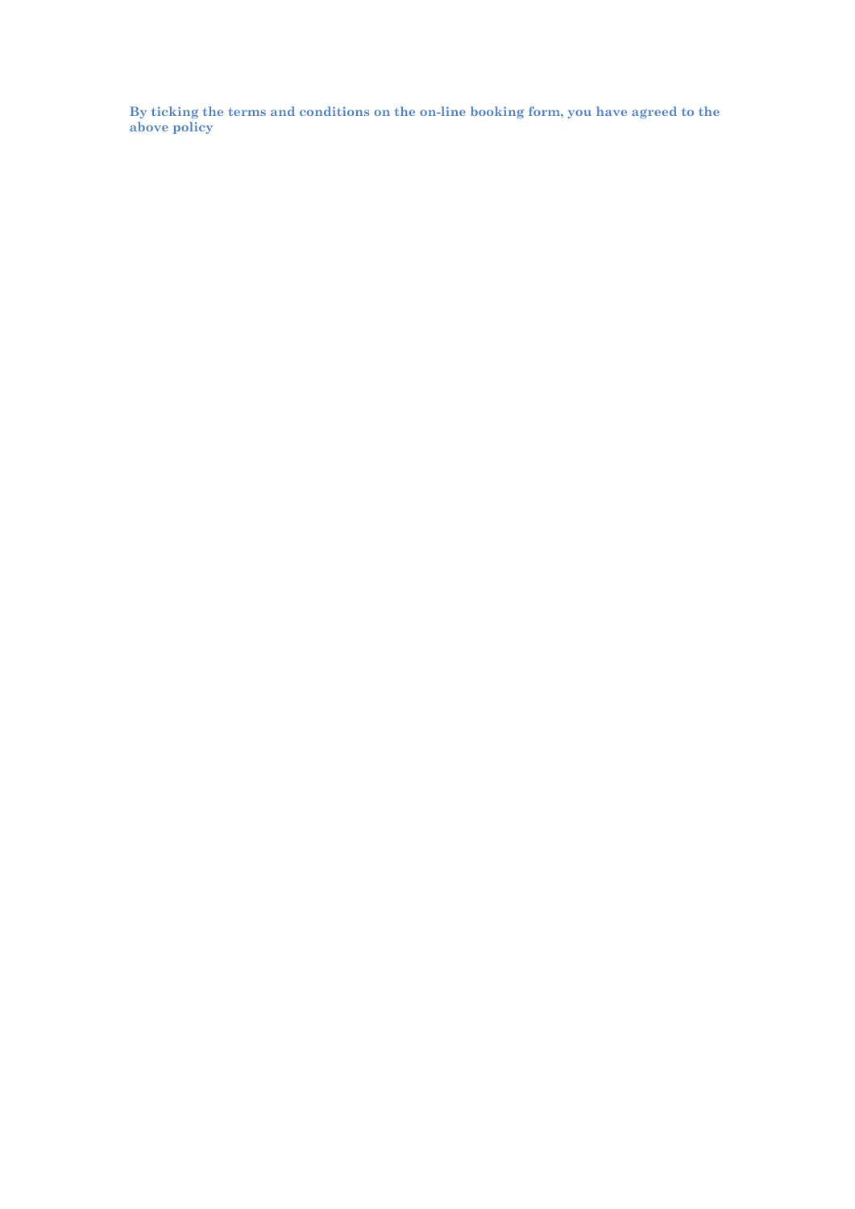**By ticking the terms and conditions on the on-line booking form, you have agreed to the above policy**